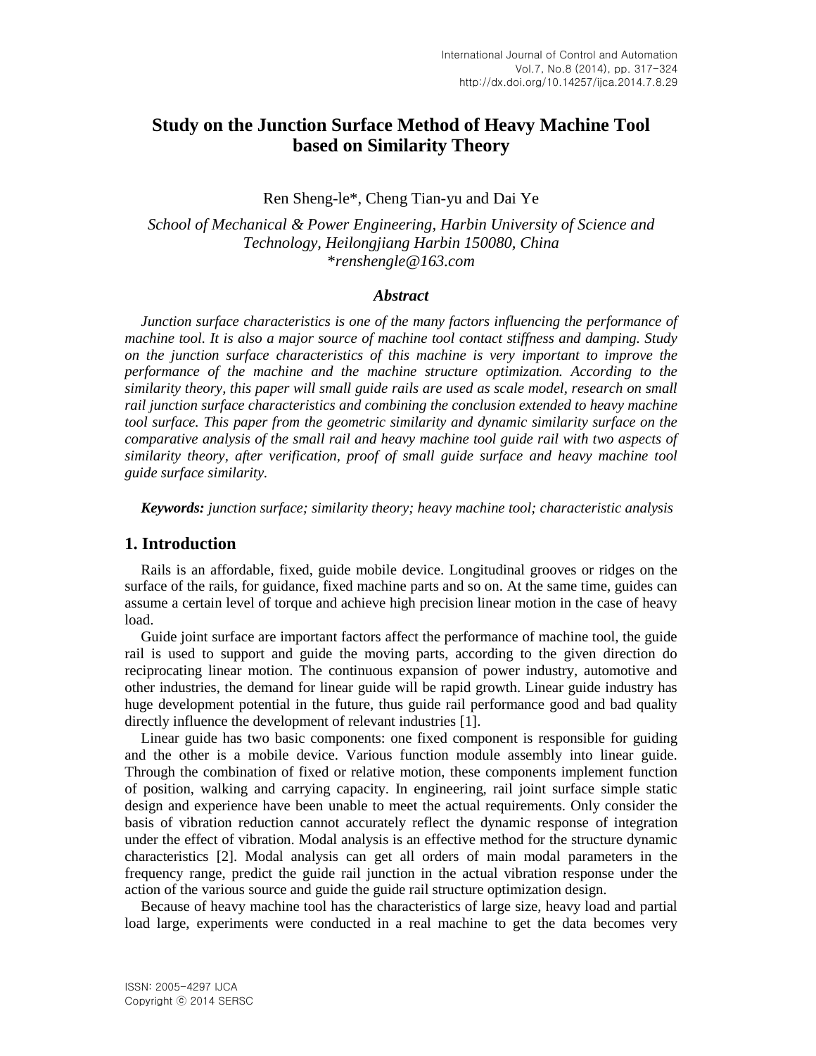# Study on the Junction Surface Method of Heavy Machine Tool based on Similarity Theory

Ren Sheng-le*, Cheng Tian-yu and Dai Ye

*School of Mechanical & Power Engineering, Harbin University of Science and Technology, Heilongjiang Harbin 150080, China*
*\*renshengle@163.com*

### *Abstract*

*Junction surface characteristics is one of the many factors influencing the performance of machine tool. It is also a major source of machine tool contact stiffness and damping. Study on the junction surface characteristics of this machine is very important to improve the performance of the machine and the machine structure optimization. According to the similarity theory, this paper will small guide rails are used as scale model, research on small rail junction surface characteristics and combining the conclusion extended to heavy machine tool surface. This paper from the geometric similarity and dynamic similarity surface on the comparative analysis of the small rail and heavy machine tool guide rail with two aspects of similarity theory, after verification, proof of small guide surface and heavy machine tool guide surface similarity.*

***Keywords:*** *junction surface; similarity theory; heavy machine tool; characteristic analysis*

## 1. Introduction

Rails is an affordable, fixed, guide mobile device. Longitudinal grooves or ridges on the surface of the rails, for guidance, fixed machine parts and so on. At the same time, guides can assume a certain level of torque and achieve high precision linear motion in the case of heavy load.

Guide joint surface are important factors affect the performance of machine tool, the guide rail is used to support and guide the moving parts, according to the given direction do reciprocating linear motion. The continuous expansion of power industry, automotive and other industries, the demand for linear guide will be rapid growth. Linear guide industry has huge development potential in the future, thus guide rail performance good and bad quality directly influence the development of relevant industries [1].

Linear guide has two basic components: one fixed component is responsible for guiding and the other is a mobile device. Various function module assembly into linear guide. Through the combination of fixed or relative motion, these components implement function of position, walking and carrying capacity. In engineering, rail joint surface simple static design and experience have been unable to meet the actual requirements. Only consider the basis of vibration reduction cannot accurately reflect the dynamic response of integration under the effect of vibration. Modal analysis is an effective method for the structure dynamic characteristics [2]. Modal analysis can get all orders of main modal parameters in the frequency range, predict the guide rail junction in the actual vibration response under the action of the various source and guide the guide rail structure optimization design.

Because of heavy machine tool has the characteristics of large size, heavy load and partial load large, experiments were conducted in a real machine to get the data becomes very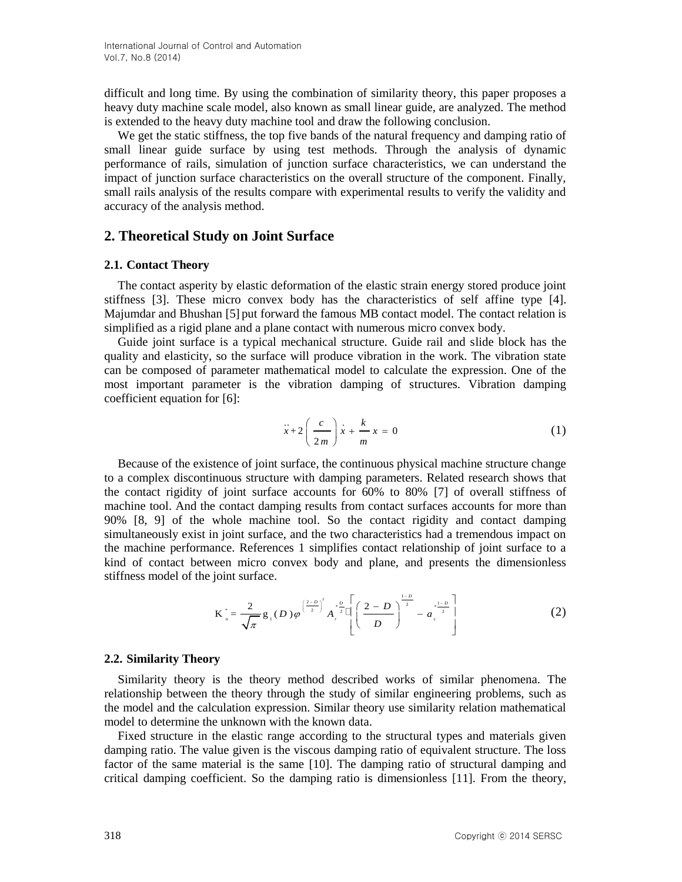difficult and long time. By using the combination of similarity theory, this paper proposes a heavy duty machine scale model, also known as small linear guide, are analyzed. The method is extended to the heavy duty machine tool and draw the following conclusion.

We get the static stiffness, the top five bands of the natural frequency and damping ratio of small linear guide surface by using test methods. Through the analysis of dynamic performance of rails, simulation of junction surface characteristics, we can understand the impact of junction surface characteristics on the overall structure of the component. Finally, small rails analysis of the results compare with experimental results to verify the validity and accuracy of the analysis method.

## 2. Theoretical Study on Joint Surface

### 2.1. Contact Theory

The contact asperity by elastic deformation of the elastic strain energy stored produce joint stiffness [3]. These micro convex body has the characteristics of self affine type [4]. Majumdar and Bhushan [5] put forward the famous MB contact model. The contact relation is simplified as a rigid plane and a plane contact with numerous micro convex body.

Guide joint surface is a typical mechanical structure. Guide rail and slide block has the quality and elasticity, so the surface will produce vibration in the work. The vibration state can be composed of parameter mathematical model to calculate the expression. One of the most important parameter is the vibration damping of structures. Vibration damping coefficient equation for [6]:

$$\ddot{x} + 2\left(\frac{c}{2m}\right)\dot{x} + \frac{k}{m}x = 0 \tag{1}$$

Because of the existence of joint surface, the continuous physical machine structure change to a complex discontinuous structure with damping parameters. Related research shows that the contact rigidity of joint surface accounts for 60% to 80% [7] of overall stiffness of machine tool. And the contact damping results from contact surfaces accounts for more than 90% [8, 9] of the whole machine tool. So the contact rigidity and contact damping simultaneously exist in joint surface, and the two characteristics had a tremendous impact on the machine performance. References 1 simplifies contact relationship of joint surface to a kind of contact between micro convex body and plane, and presents the dimensionless stiffness model of the joint surface.

$$K_n^* = \frac{2}{\sqrt{\pi}} g_1(D)\varphi^{\left(\frac{2-D}{2}\right)^2} A_r^{*\frac{D}{2}} \left[\left(\frac{2-D}{D}\right)^{\frac{1-D}{2}} - a_c^{*\frac{1-D}{2}}\right] \tag{2}$$

### 2.2. Similarity Theory

Similarity theory is the theory method described works of similar phenomena. The relationship between the theory through the study of similar engineering problems, such as the model and the calculation expression. Similar theory use similarity relation mathematical model to determine the unknown with the known data.

Fixed structure in the elastic range according to the structural types and materials given damping ratio. The value given is the viscous damping ratio of equivalent structure. The loss factor of the same material is the same [10]. The damping ratio of structural damping and critical damping coefficient. So the damping ratio is dimensionless [11]. From the theory,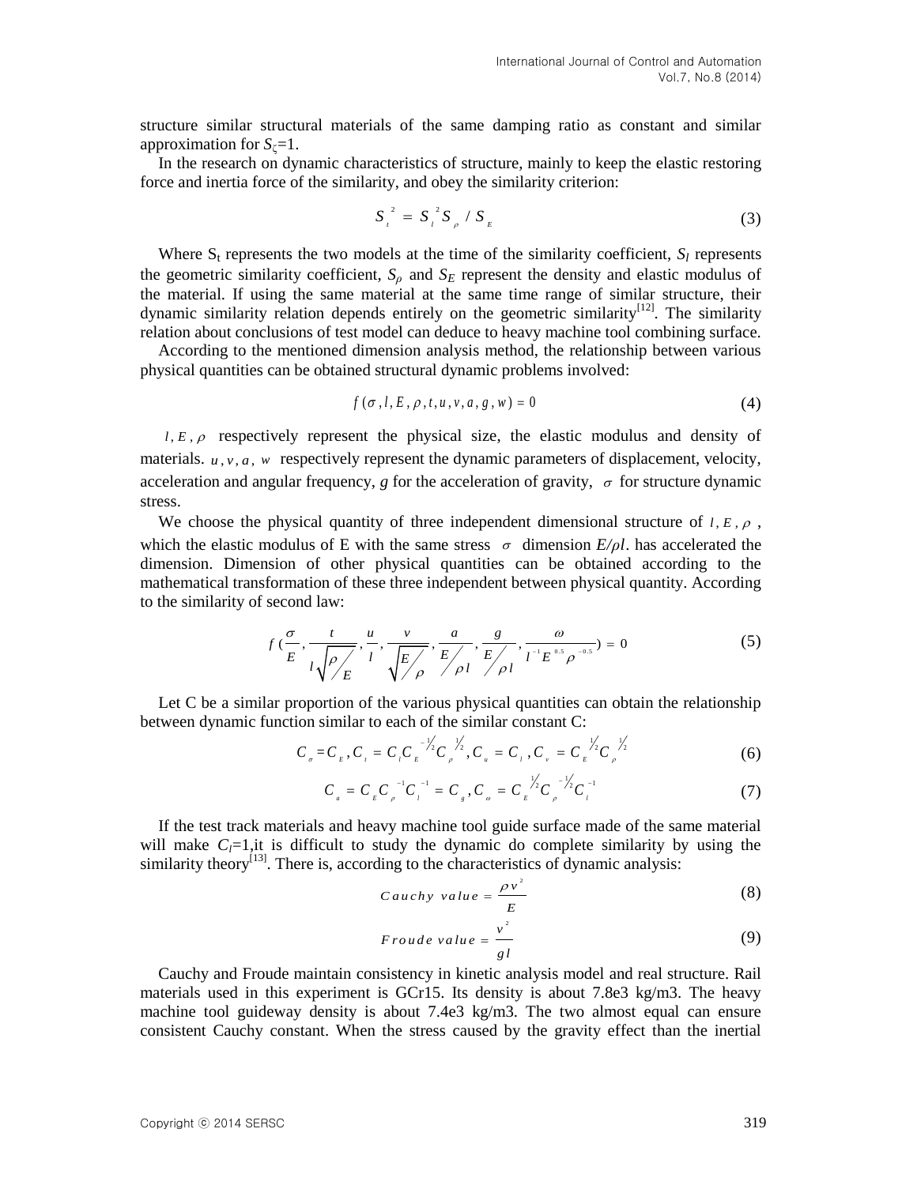structure similar structural materials of the same damping ratio as constant and similar approximation for $S_\zeta=1$.

In the research on dynamic characteristics of structure, mainly to keep the elastic restoring force and inertia force of the similarity, and obey the similarity criterion:

$$S_t^2 = S_l^2 S_\rho / S_E \tag{3}$$

Where $S_t$ represents the two models at the time of the similarity coefficient, $S_l$ represents the geometric similarity coefficient, $S_\rho$ and $S_E$ represent the density and elastic modulus of the material. If using the same material at the same time range of similar structure, their dynamic similarity relation depends entirely on the geometric similarity[12]. The similarity relation about conclusions of test model can deduce to heavy machine tool combining surface.

According to the mentioned dimension analysis method, the relationship between various physical quantities can be obtained structural dynamic problems involved:

$$f(\sigma, l, E, \rho, t, u, v, a, g, w) = 0 \tag{4}$$

$l, E, \rho$ respectively represent the physical size, the elastic modulus and density of materials. $u, v, a, w$ respectively represent the dynamic parameters of displacement, velocity, acceleration and angular frequency, $g$ for the acceleration of gravity, $\sigma$ for structure dynamic stress.

We choose the physical quantity of three independent dimensional structure of $l, E, \rho$, which the elastic modulus of E with the same stress $\sigma$ dimension $E/\rho l$. has accelerated the dimension. Dimension of other physical quantities can be obtained according to the mathematical transformation of these three independent between physical quantity. According to the similarity of second law:

$$f\left(\frac{\sigma}{E}, \frac{t}{l\sqrt{\rho/E}}, \frac{u}{l}, \frac{v}{\sqrt{E/\rho}}, \frac{a}{E/\rho l}, \frac{g}{E/\rho l}, \frac{\omega}{l^{-1}E^{0.5}\rho^{-0.5}}\right) = 0 \tag{5}$$

Let C be a similar proportion of the various physical quantities can obtain the relationship between dynamic function similar to each of the similar constant C:

$$C_\sigma = C_E, C_t = C_l C_E^{-1/2} C_\rho^{1/2}, C_u = C_l, C_v = C_E^{1/2} C_\rho^{1/2} \tag{6}$$

$$C_a = C_E C_\rho^{-1} C_l^{-1} = C_g, C_\omega = C_E^{1/2} C_\rho^{-1/2} C_l^{-1} \tag{7}$$

If the test track materials and heavy machine tool guide surface made of the same material will make $C_l=1$,it is difficult to study the dynamic do complete similarity by using the similarity theory[13]. There is, according to the characteristics of dynamic analysis:

$$Cauchy\ value = \frac{\rho v^2}{E} \tag{8}$$

$$Froude\ value = \frac{v^2}{gl} \tag{9}$$

Cauchy and Froude maintain consistency in kinetic analysis model and real structure. Rail materials used in this experiment is GCr15. Its density is about 7.8e3 kg/m3. The heavy machine tool guideway density is about 7.4e3 kg/m3. The two almost equal can ensure consistent Cauchy constant. When the stress caused by the gravity effect than the inertial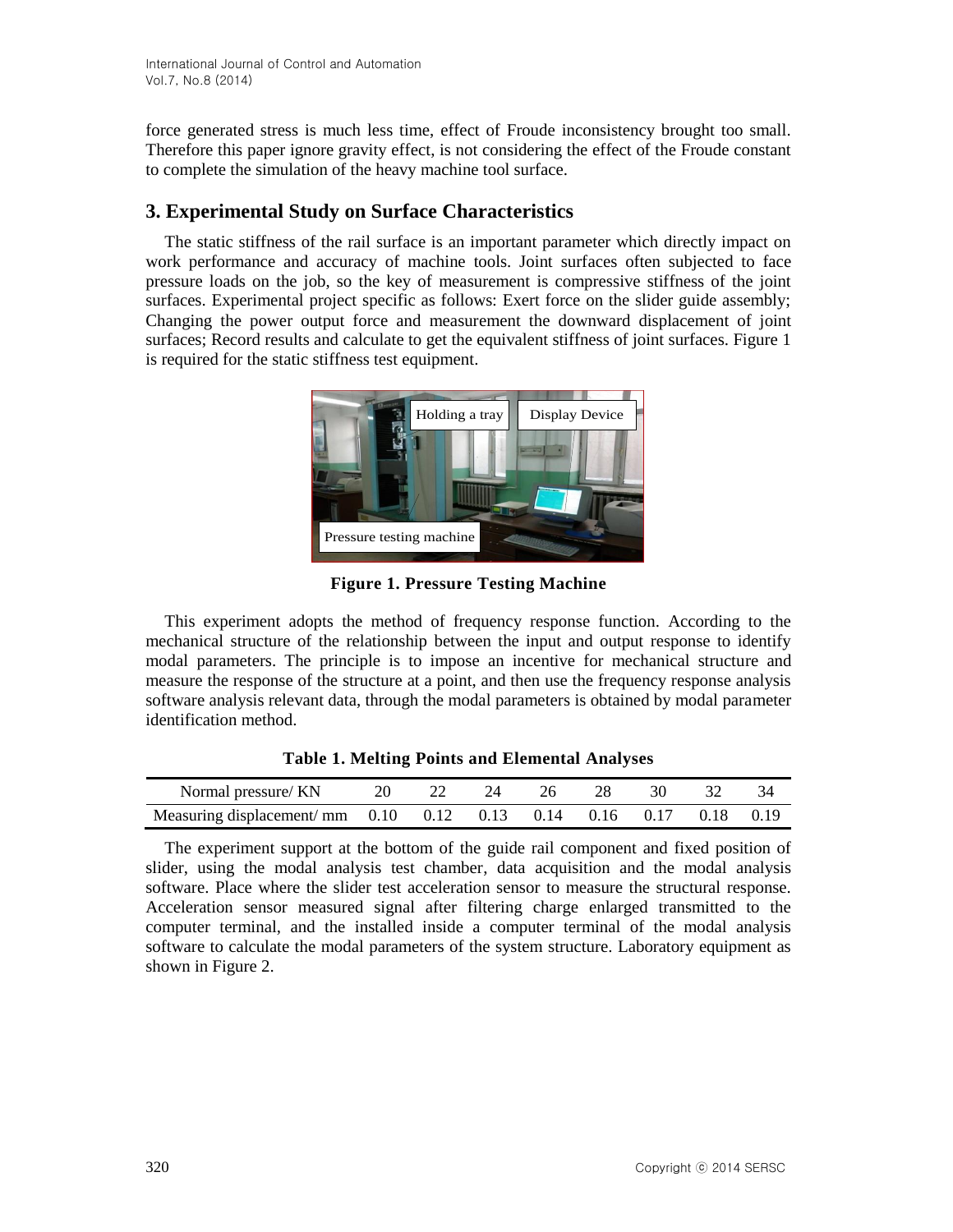force generated stress is much less time, effect of Froude inconsistency brought too small. Therefore this paper ignore gravity effect, is not considering the effect of the Froude constant to complete the simulation of the heavy machine tool surface.

## 3. Experimental Study on Surface Characteristics

The static stiffness of the rail surface is an important parameter which directly impact on work performance and accuracy of machine tools. Joint surfaces often subjected to face pressure loads on the job, so the key of measurement is compressive stiffness of the joint surfaces. Experimental project specific as follows: Exert force on the slider guide assembly; Changing the power output force and measurement the downward displacement of joint surfaces; Record results and calculate to get the equivalent stiffness of joint surfaces. Figure 1 is required for the static stiffness test equipment.

**Figure 1. Pressure Testing Machine**

This experiment adopts the method of frequency response function. According to the mechanical structure of the relationship between the input and output response to identify modal parameters. The principle is to impose an incentive for mechanical structure and measure the response of the structure at a point, and then use the frequency response analysis software analysis relevant data, through the modal parameters is obtained by modal parameter identification method.

**Table 1. Melting Points and Elemental Analyses**

| Normal pressure/ KN | 20 | 22 | 24 | 26 | 28 | 30 | 32 | 34 |
|---|---|---|---|---|---|---|---|---|
| Measuring displacement/ mm | 0.10 | 0.12 | 0.13 | 0.14 | 0.16 | 0.17 | 0.18 | 0.19 |

The experiment support at the bottom of the guide rail component and fixed position of slider, using the modal analysis test chamber, data acquisition and the modal analysis software. Place where the slider test acceleration sensor to measure the structural response. Acceleration sensor measured signal after filtering charge enlarged transmitted to the computer terminal, and the installed inside a computer terminal of the modal analysis software to calculate the modal parameters of the system structure. Laboratory equipment as shown in Figure 2.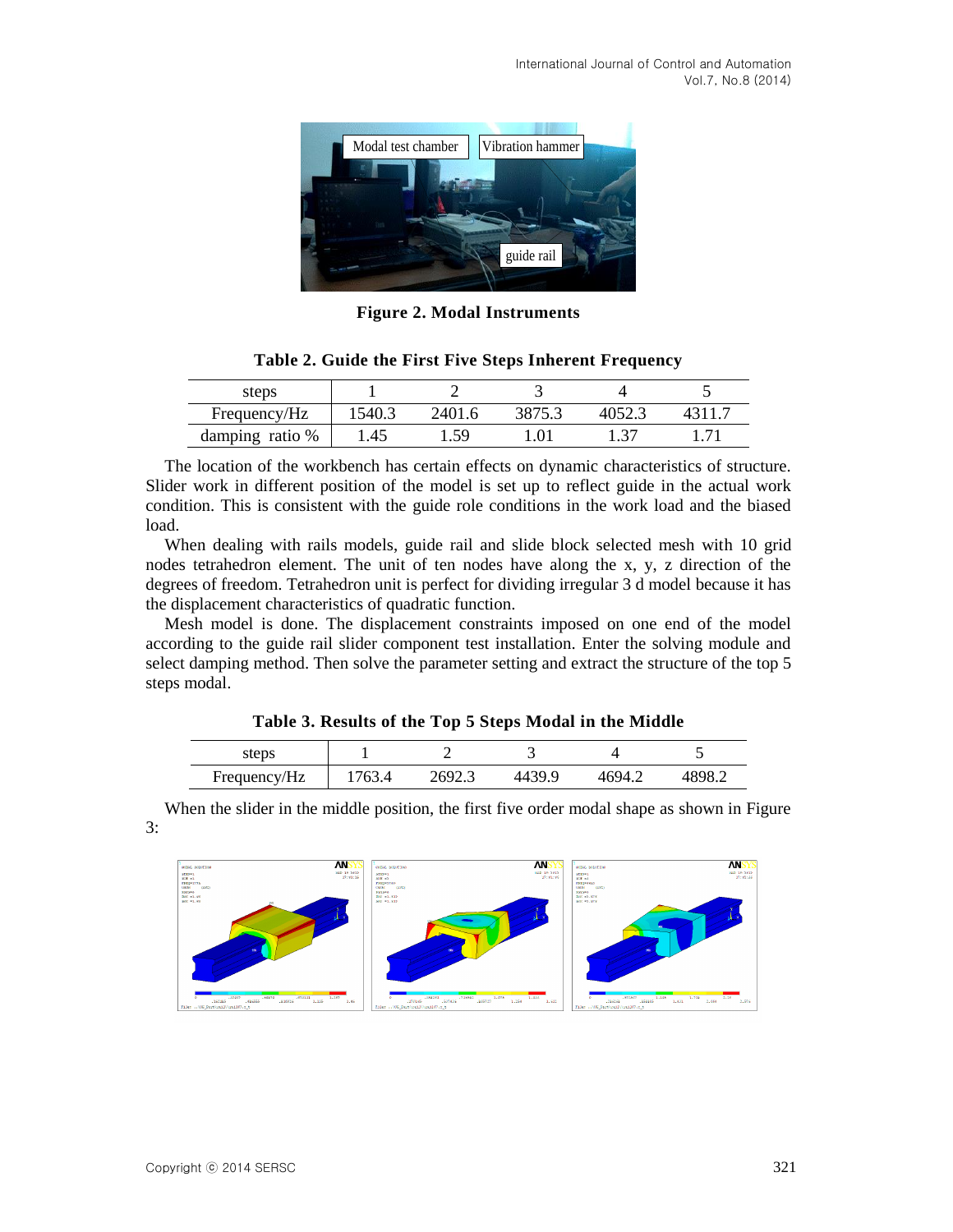Figure 2. Modal Instruments

**Table 2. Guide the First Five Steps Inherent Frequency**

| steps | 1 | 2 | 3 | 4 | 5 |
|---|---|---|---|---|---|
| Frequency/Hz | 1540.3 | 2401.6 | 3875.3 | 4052.3 | 4311.7 |
| damping ratio % | 1.45 | 1.59 | 1.01 | 1.37 | 1.71 |

The location of the workbench has certain effects on dynamic characteristics of structure. Slider work in different position of the model is set up to reflect guide in the actual work condition. This is consistent with the guide role conditions in the work load and the biased load.

When dealing with rails models, guide rail and slide block selected mesh with 10 grid nodes tetrahedron element. The unit of ten nodes have along the x, y, z direction of the degrees of freedom. Tetrahedron unit is perfect for dividing irregular 3 d model because it has the displacement characteristics of quadratic function.

Mesh model is done. The displacement constraints imposed on one end of the model according to the guide rail slider component test installation. Enter the solving module and select damping method. Then solve the parameter setting and extract the structure of the top 5 steps modal.

**Table 3. Results of the Top 5 Steps Modal in the Middle**

| steps | 1 | 2 | 3 | 4 | 5 |
|---|---|---|---|---|---|
| Frequency/Hz | 1763.4 | 2692.3 | 4439.9 | 4694.2 | 4898.2 |

When the slider in the middle position, the first five order modal shape as shown in Figure 3: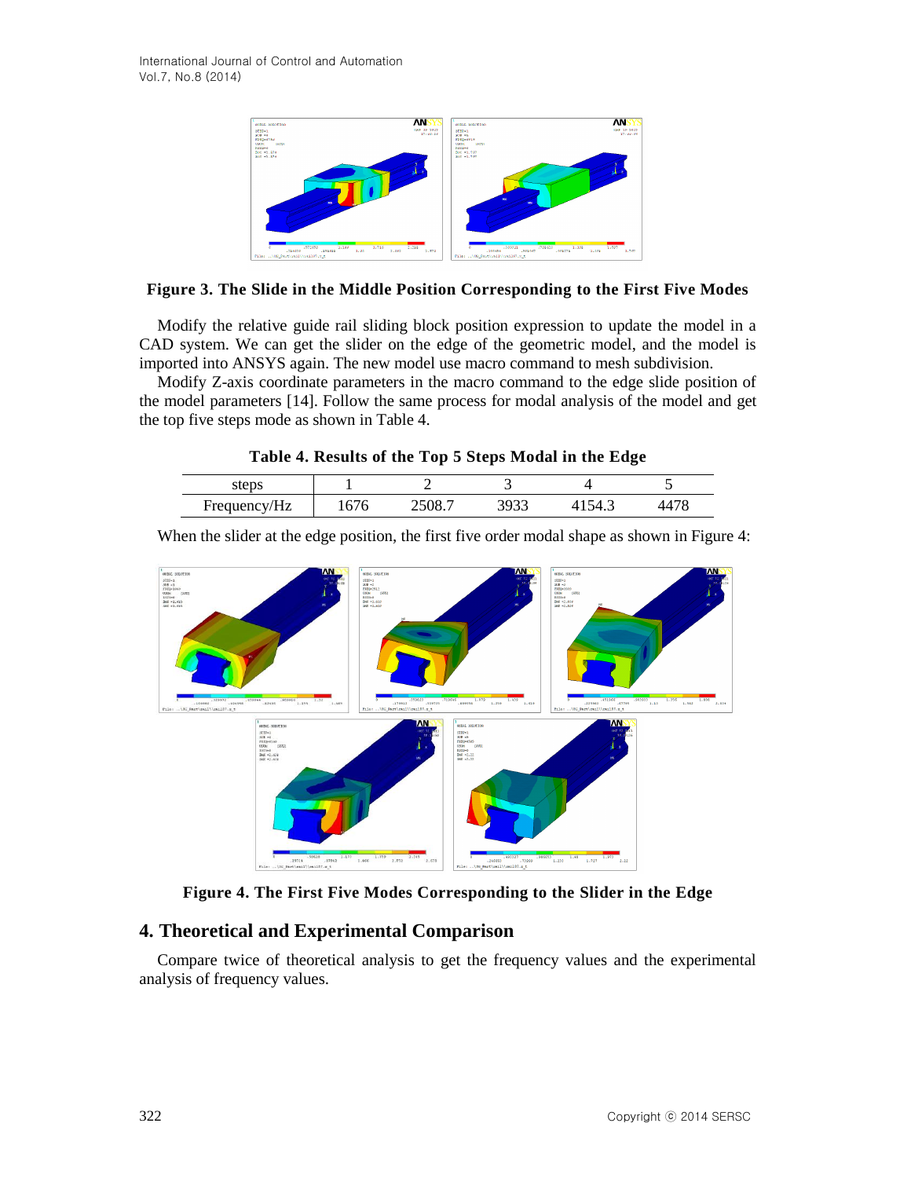**Figure 3. The Slide in the Middle Position Corresponding to the First Five Modes**

Modify the relative guide rail sliding block position expression to update the model in a CAD system. We can get the slider on the edge of the geometric model, and the model is imported into ANSYS again. The new model use macro command to mesh subdivision.

Modify Z-axis coordinate parameters in the macro command to the edge slide position of the model parameters [14]. Follow the same process for modal analysis of the model and get the top five steps mode as shown in Table 4.

**Table 4. Results of the Top 5 Steps Modal in the Edge**

| steps | 1 | 2 | 3 | 4 | 5 |
|---|---|---|---|---|---|
| Frequency/Hz | 1676 | 2508.7 | 3933 | 4154.3 | 4478 |

When the slider at the edge position, the first five order modal shape as shown in Figure 4:

**Figure 4. The First Five Modes Corresponding to the Slider in the Edge**

## 4. Theoretical and Experimental Comparison

Compare twice of theoretical analysis to get the frequency values and the experimental analysis of frequency values.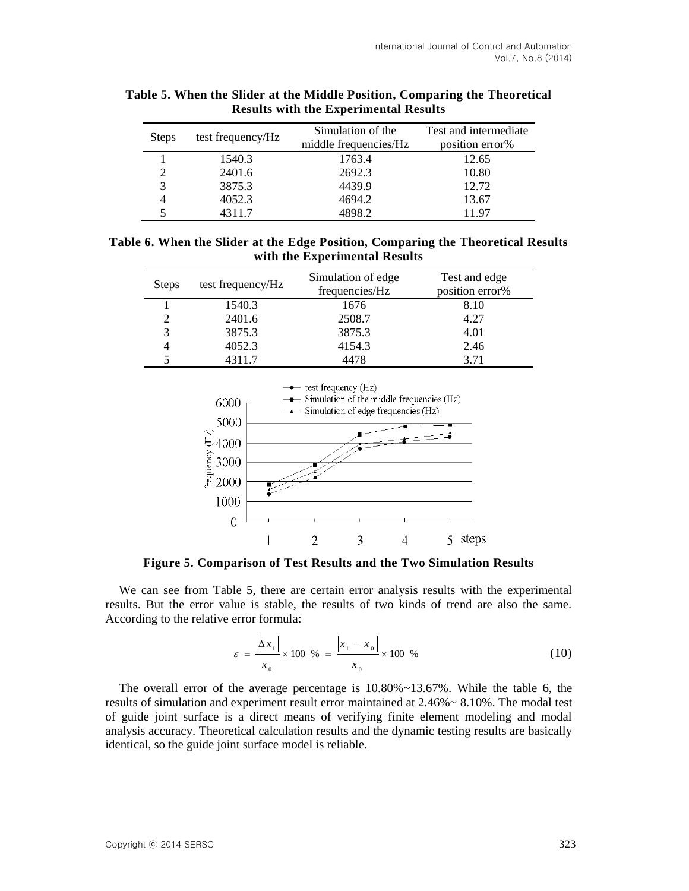**Table 5. When the Slider at the Middle Position, Comparing the Theoretical Results with the Experimental Results**

| Steps | test frequency/Hz | Simulation of the middle frequencies/Hz | Test and intermediate position error% |
|---|---|---|---|
| 1 | 1540.3 | 1763.4 | 12.65 |
| 2 | 2401.6 | 2692.3 | 10.80 |
| 3 | 3875.3 | 4439.9 | 12.72 |
| 4 | 4052.3 | 4694.2 | 13.67 |
| 5 | 4311.7 | 4898.2 | 11.97 |

**Table 6. When the Slider at the Edge Position, Comparing the Theoretical Results with the Experimental Results**

| Steps | test frequency/Hz | Simulation of edge frequencies/Hz | Test and edge position error% |
|---|---|---|---|
| 1 | 1540.3 | 1676 | 8.10 |
| 2 | 2401.6 | 2508.7 | 4.27 |
| 3 | 3875.3 | 3875.3 | 4.01 |
| 4 | 4052.3 | 4154.3 | 2.46 |
| 5 | 4311.7 | 4478 | 3.71 |

**Figure 5. Comparison of Test Results and the Two Simulation Results**

We can see from Table 5, there are certain error analysis results with the experimental results. But the error value is stable, the results of two kinds of trend are also the same. According to the relative error formula:

$$\varepsilon = \frac{|\Delta x_1|}{x_0} \times 100\ \% = \frac{|x_1 - x_0|}{x_0} \times 100\ \% \tag{10}$$

The overall error of the average percentage is 10.80%~13.67%. While the table 6, the results of simulation and experiment result error maintained at 2.46%~ 8.10%. The modal test of guide joint surface is a direct means of verifying finite element modeling and modal analysis accuracy. Theoretical calculation results and the dynamic testing results are basically identical, so the guide joint surface model is reliable.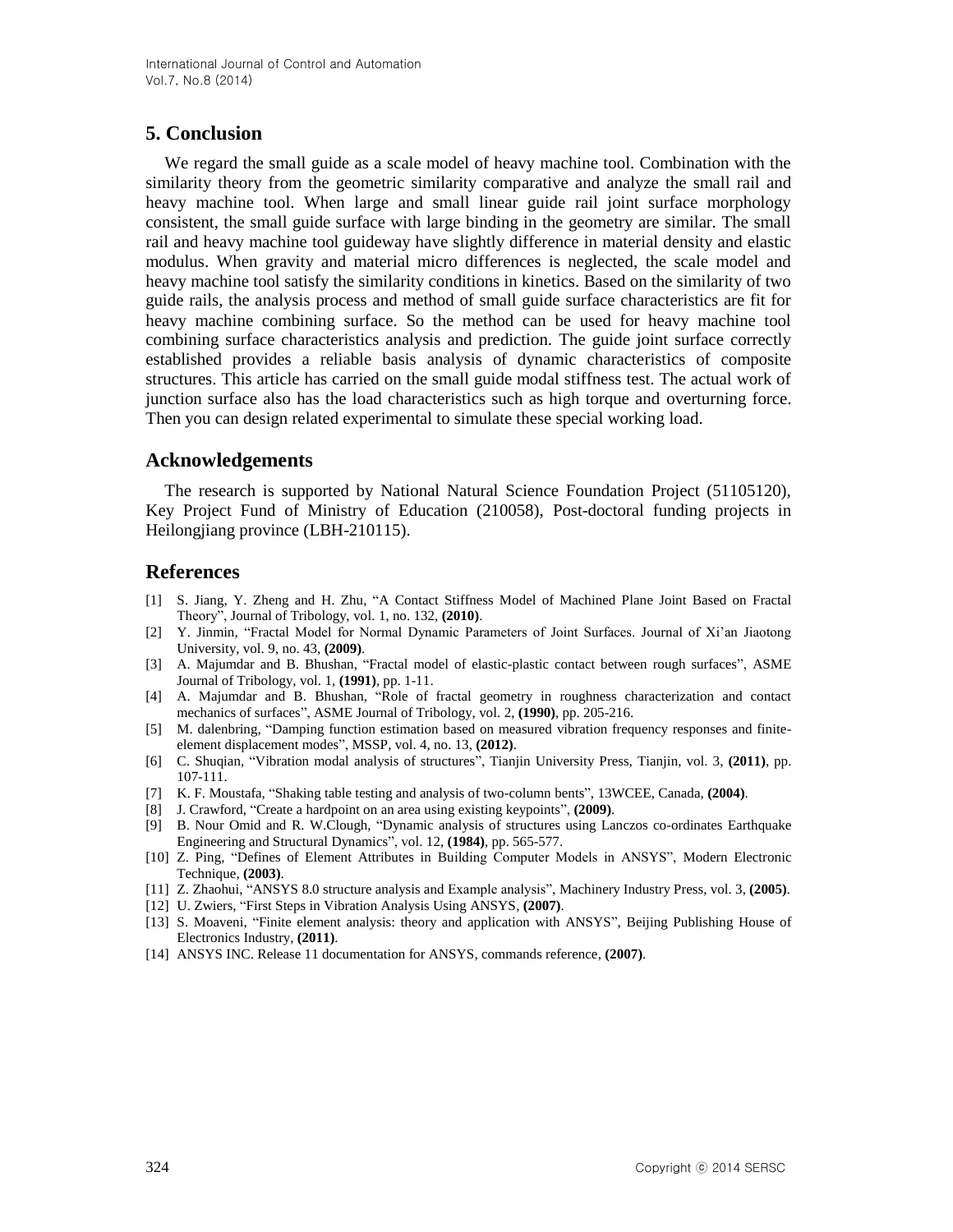## 5. Conclusion

We regard the small guide as a scale model of heavy machine tool. Combination with the similarity theory from the geometric similarity comparative and analyze the small rail and heavy machine tool. When large and small linear guide rail joint surface morphology consistent, the small guide surface with large binding in the geometry are similar. The small rail and heavy machine tool guideway have slightly difference in material density and elastic modulus. When gravity and material micro differences is neglected, the scale model and heavy machine tool satisfy the similarity conditions in kinetics. Based on the similarity of two guide rails, the analysis process and method of small guide surface characteristics are fit for heavy machine combining surface. So the method can be used for heavy machine tool combining surface characteristics analysis and prediction. The guide joint surface correctly established provides a reliable basis analysis of dynamic characteristics of composite structures. This article has carried on the small guide modal stiffness test. The actual work of junction surface also has the load characteristics such as high torque and overturning force. Then you can design related experimental to simulate these special working load.

## Acknowledgements

The research is supported by National Natural Science Foundation Project (51105120), Key Project Fund of Ministry of Education (210058), Post-doctoral funding projects in Heilongjiang province (LBH-210115).

## References

[1] S. Jiang, Y. Zheng and H. Zhu, "A Contact Stiffness Model of Machined Plane Joint Based on Fractal Theory", Journal of Tribology, vol. 1, no. 132, **(2010)**.

[2] Y. Jinmin, "Fractal Model for Normal Dynamic Parameters of Joint Surfaces. Journal of Xi'an Jiaotong University, vol. 9, no. 43, **(2009)**.

[3] A. Majumdar and B. Bhushan, "Fractal model of elastic-plastic contact between rough surfaces", ASME Journal of Tribology, vol. 1, **(1991)**, pp. 1-11.

[4] A. Majumdar and B. Bhushan, "Role of fractal geometry in roughness characterization and contact mechanics of surfaces", ASME Journal of Tribology, vol. 2, **(1990)**, pp. 205-216.

[5] M. dalenbring, "Damping function estimation based on measured vibration frequency responses and finite-element displacement modes", MSSP, vol. 4, no. 13, **(2012)**.

[6] C. Shuqian, "Vibration modal analysis of structures", Tianjin University Press, Tianjin, vol. 3, **(2011)**, pp. 107-111.

[7] K. F. Moustafa, "Shaking table testing and analysis of two-column bents", 13WCEE, Canada, **(2004)**.

[8] J. Crawford, "Create a hardpoint on an area using existing keypoints", **(2009)**.

[9] B. Nour Omid and R. W.Clough, "Dynamic analysis of structures using Lanczos co-ordinates Earthquake Engineering and Structural Dynamics", vol. 12, **(1984)**, pp. 565-577.

[10] Z. Ping, "Defines of Element Attributes in Building Computer Models in ANSYS", Modern Electronic Technique, **(2003)**.

[11] Z. Zhaohui, "ANSYS 8.0 structure analysis and Example analysis", Machinery Industry Press, vol. 3, **(2005)**.

[12] U. Zwiers, "First Steps in Vibration Analysis Using ANSYS, **(2007)**.

[13] S. Moaveni, "Finite element analysis: theory and application with ANSYS", Beijing Publishing House of Electronics Industry, **(2011)**.

[14] ANSYS INC. Release 11 documentation for ANSYS, commands reference, **(2007)**.